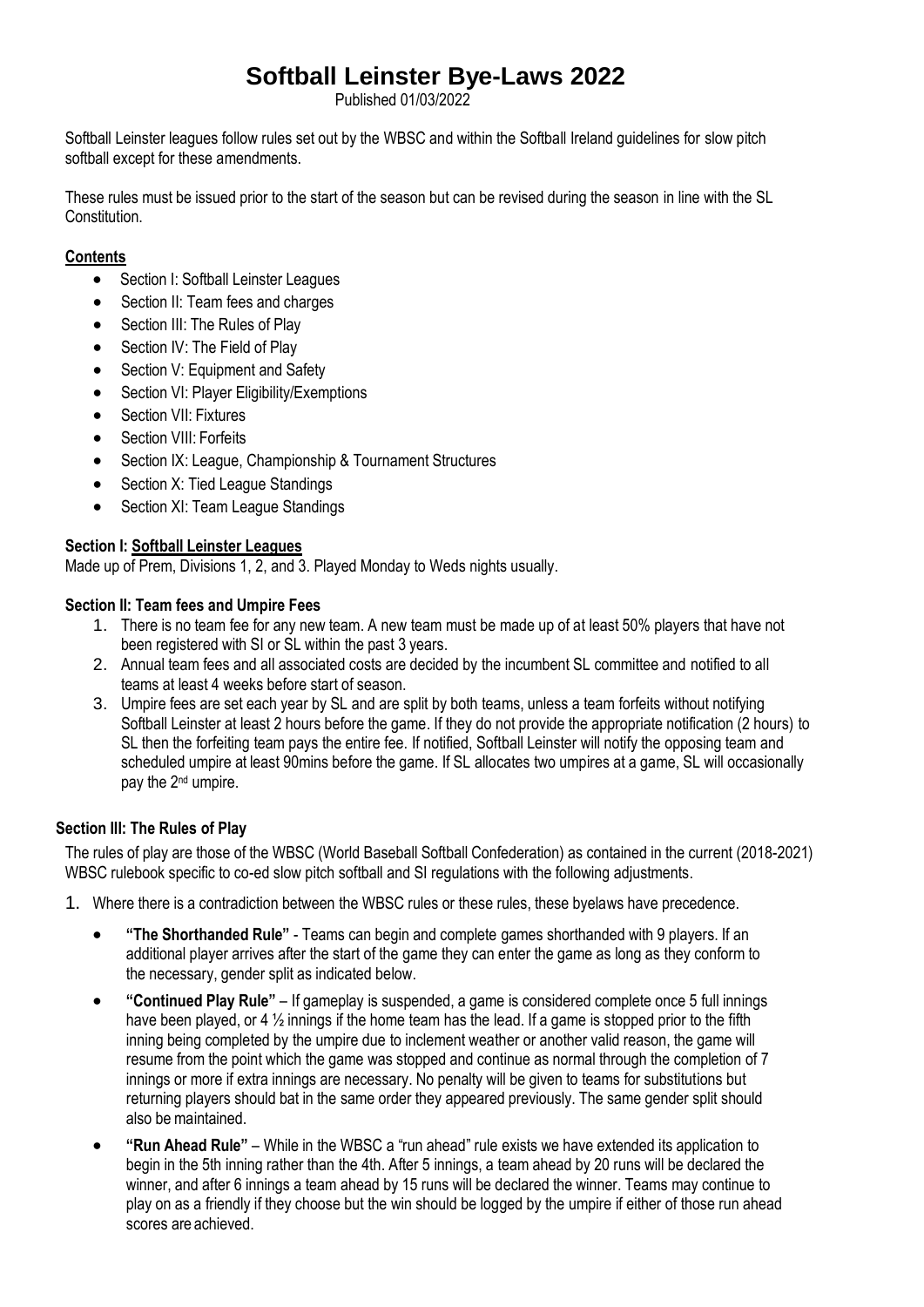# Softball Leinster Bye-Laws 2022

Published 01/03/2022

Softball Leinster leagues follow rules set out by the WBSC and within the Softball Ireland guidelines for slow pitch softball except for these amendments.

These rules must be issued prior to the start of the season but can be revised during the season in line with the SL Constitution.

**Contents**

- Section I: Softball Leinster Leagues
- Section II: Team fees and charges
- Section III: The Rules of Play
- Section IV: The Field of Play
- Section V: Equipment and Safety
- Section VI: Player Eligibility/Exemptions
- Section VII: Fixtures
- Section VIII: Forfeits
- Section IX: League, Championship & Tournament Structures
- Section X: Tied League Standings
- Section XI: Team League Standings

### Section I: Softball Leinster Leagues

Made up of Prem, Divisions 1, 2, and 3. Played Monday to Weds nights usually.

### Section II: Team fees and Umpire Fees

1. There is no team fee for any new team. A new team must be made up of at least 50% players that have not been registered with SI or SL within the past 3 years.
2. Annual team fees and all associated costs are decided by the incumbent SL committee and notified to all teams at least 4 weeks before start of season.
3. Umpire fees are set each year by SL and are split by both teams, unless a team forfeits without notifying Softball Leinster at least 2 hours before the game. If they do not provide the appropriate notification (2 hours) to SL then the forfeiting team pays the entire fee. If notified, Softball Leinster will notify the opposing team and scheduled umpire at least 90mins before the game. If SL allocates two umpires at a game, SL will occasionally pay the 2nd umpire.

### Section III: The Rules of Play

The rules of play are those of the WBSC (World Baseball Softball Confederation) as contained in the current (2018-2021) WBSC rulebook specific to co-ed slow pitch softball and SI regulations with the following adjustments.

1. Where there is a contradiction between the WBSC rules or these rules, these byelaws have precedence.
   - **"The Shorthanded Rule"** - Teams can begin and complete games shorthanded with 9 players. If an additional player arrives after the start of the game they can enter the game as long as they conform to the necessary, gender split as indicated below.
   - **"Continued Play Rule"** – If gameplay is suspended, a game is considered complete once 5 full innings have been played, or 4 ½ innings if the home team has the lead. If a game is stopped prior to the fifth inning being completed by the umpire due to inclement weather or another valid reason, the game will resume from the point which the game was stopped and continue as normal through the completion of 7 innings or more if extra innings are necessary. No penalty will be given to teams for substitutions but returning players should bat in the same order they appeared previously. The same gender split should also be maintained.
   - **"Run Ahead Rule"** – While in the WBSC a "run ahead" rule exists we have extended its application to begin in the 5th inning rather than the 4th. After 5 innings, a team ahead by 20 runs will be declared the winner, and after 6 innings a team ahead by 15 runs will be declared the winner. Teams may continue to play on as a friendly if they choose but the win should be logged by the umpire if either of those run ahead scores are achieved.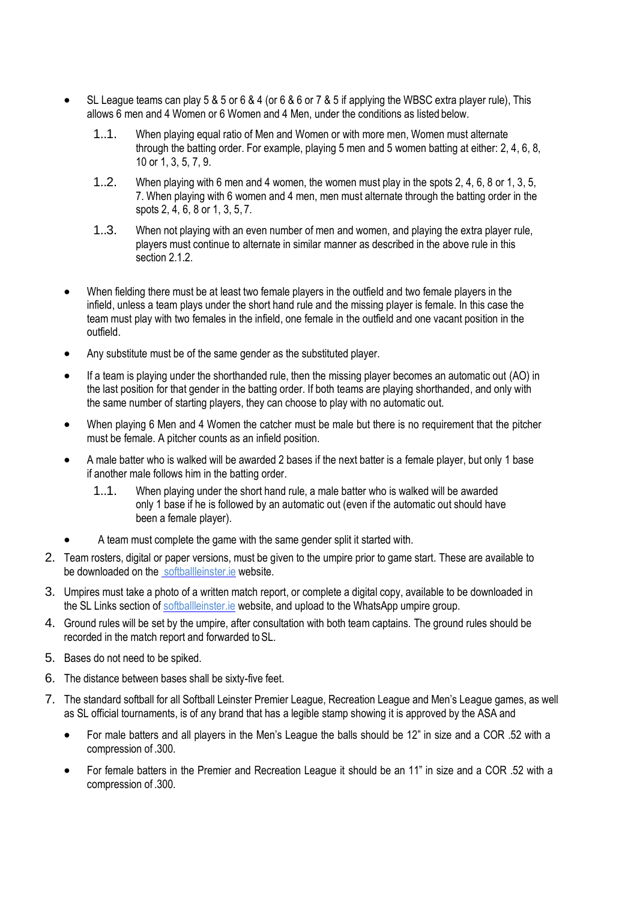- SL League teams can play 5 & 5 or 6 & 4 (or 6 & 6 or 7 & 5 if applying the WBSC extra player rule), This allows 6 men and 4 Women or 6 Women and 4 Men, under the conditions as listed below.
  - 1..1. When playing equal ratio of Men and Women or with more men, Women must alternate through the batting order. For example, playing 5 men and 5 women batting at either: 2, 4, 6, 8, 10 or 1, 3, 5, 7, 9.
  - 1..2. When playing with 6 men and 4 women, the women must play in the spots 2, 4, 6, 8 or 1, 3, 5, 7. When playing with 6 women and 4 men, men must alternate through the batting order in the spots 2, 4, 6, 8 or 1, 3, 5, 7.
  - 1..3. When not playing with an even number of men and women, and playing the extra player rule, players must continue to alternate in similar manner as described in the above rule in this section 2.1.2.
- When fielding there must be at least two female players in the outfield and two female players in the infield, unless a team plays under the short hand rule and the missing player is female. In this case the team must play with two females in the infield, one female in the outfield and one vacant position in the outfield.
- Any substitute must be of the same gender as the substituted player.
- If a team is playing under the shorthanded rule, then the missing player becomes an automatic out (AO) in the last position for that gender in the batting order. If both teams are playing shorthanded, and only with the same number of starting players, they can choose to play with no automatic out.
- When playing 6 Men and 4 Women the catcher must be male but there is no requirement that the pitcher must be female. A pitcher counts as an infield position.
- A male batter who is walked will be awarded 2 bases if the next batter is a female player, but only 1 base if another male follows him in the batting order.
  - 1..1. When playing under the short hand rule, a male batter who is walked will be awarded only 1 base if he is followed by an automatic out (even if the automatic out should have been a female player).
- A team must complete the game with the same gender split it started with.

2. Team rosters, digital or paper versions, must be given to the umpire prior to game start. These are available to be downloaded on the softballleinster.ie website.
3. Umpires must take a photo of a written match report, or complete a digital copy, available to be downloaded in the SL Links section of softballleinster.ie website, and upload to the WhatsApp umpire group.
4. Ground rules will be set by the umpire, after consultation with both team captains. The ground rules should be recorded in the match report and forwarded to SL.
5. Bases do not need to be spiked.
6. The distance between bases shall be sixty-five feet.
7. The standard softball for all Softball Leinster Premier League, Recreation League and Men's League games, as well as SL official tournaments, is of any brand that has a legible stamp showing it is approved by the ASA and
   - For male batters and all players in the Men's League the balls should be 12" in size and a COR .52 with a compression of .300.
   - For female batters in the Premier and Recreation League it should be an 11" in size and a COR .52 with a compression of .300.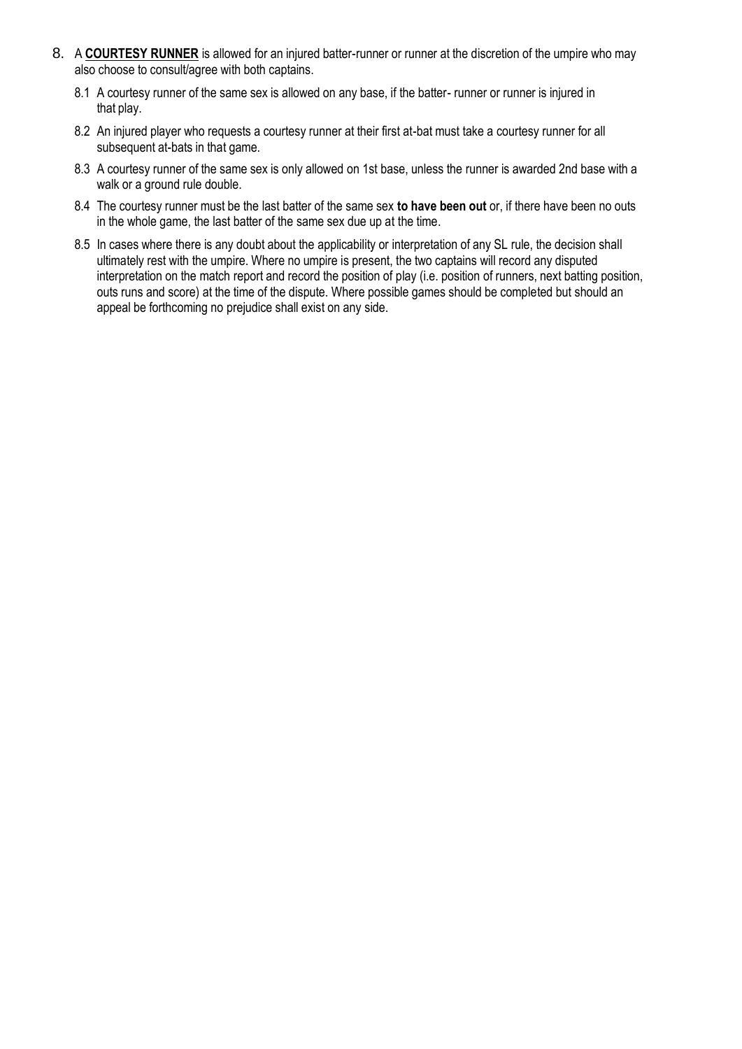8. A **COURTESY RUNNER** is allowed for an injured batter-runner or runner at the discretion of the umpire who may also choose to consult/agree with both captains.

   8.1 A courtesy runner of the same sex is allowed on any base, if the batter- runner or runner is injured in that play.

   8.2 An injured player who requests a courtesy runner at their first at-bat must take a courtesy runner for all subsequent at-bats in that game.

   8.3 A courtesy runner of the same sex is only allowed on 1st base, unless the runner is awarded 2nd base with a walk or a ground rule double.

   8.4 The courtesy runner must be the last batter of the same sex **to have been out** or, if there have been no outs in the whole game, the last batter of the same sex due up at the time.

   8.5 In cases where there is any doubt about the applicability or interpretation of any SL rule, the decision shall ultimately rest with the umpire. Where no umpire is present, the two captains will record any disputed interpretation on the match report and record the position of play (i.e. position of runners, next batting position, outs runs and score) at the time of the dispute. Where possible games should be completed but should an appeal be forthcoming no prejudice shall exist on any side.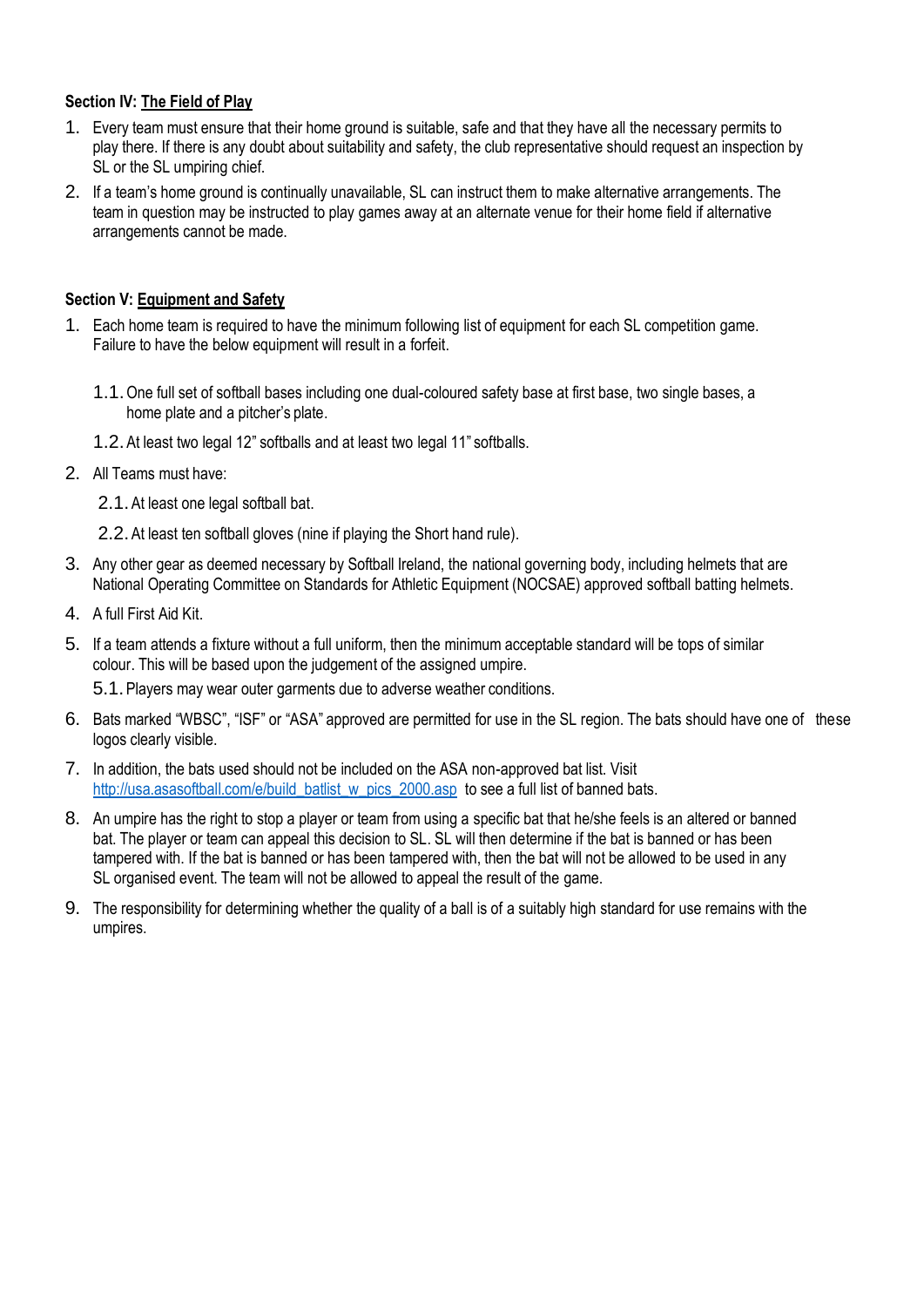**Section IV: <u>The Field of Play</u>**

1. Every team must ensure that their home ground is suitable, safe and that they have all the necessary permits to play there. If there is any doubt about suitability and safety, the club representative should request an inspection by SL or the SL umpiring chief.
2. If a team's home ground is continually unavailable, SL can instruct them to make alternative arrangements. The team in question may be instructed to play games away at an alternate venue for their home field if alternative arrangements cannot be made.

**Section V: <u>Equipment and Safety</u>**

1. Each home team is required to have the minimum following list of equipment for each SL competition game. Failure to have the below equipment will result in a forfeit.

   1.1. One full set of softball bases including one dual-coloured safety base at first base, two single bases, a home plate and a pitcher's plate.

   1.2. At least two legal 12" softballs and at least two legal 11" softballs.

2. All Teams must have:

   2.1. At least one legal softball bat.

   2.2. At least ten softball gloves (nine if playing the Short hand rule).

3. Any other gear as deemed necessary by Softball Ireland, the national governing body, including helmets that are National Operating Committee on Standards for Athletic Equipment (NOCSAE) approved softball batting helmets.
4. A full First Aid Kit.
5. If a team attends a fixture without a full uniform, then the minimum acceptable standard will be tops of similar colour. This will be based upon the judgement of the assigned umpire.

   5.1. Players may wear outer garments due to adverse weather conditions.

6. Bats marked "WBSC", "ISF" or "ASA" approved are permitted for use in the SL region. The bats should have one of these logos clearly visible.
7. In addition, the bats used should not be included on the ASA non-approved bat list. Visit [http://usa.asasoftball.com/e/build_batlist_w_pics_2000.asp](http://usa.asasoftball.com/e/build_batlist_w_pics_2000.asp) to see a full list of banned bats.
8. An umpire has the right to stop a player or team from using a specific bat that he/she feels is an altered or banned bat. The player or team can appeal this decision to SL. SL will then determine if the bat is banned or has been tampered with. If the bat is banned or has been tampered with, then the bat will not be allowed to be used in any SL organised event. The team will not be allowed to appeal the result of the game.
9. The responsibility for determining whether the quality of a ball is of a suitably high standard for use remains with the umpires.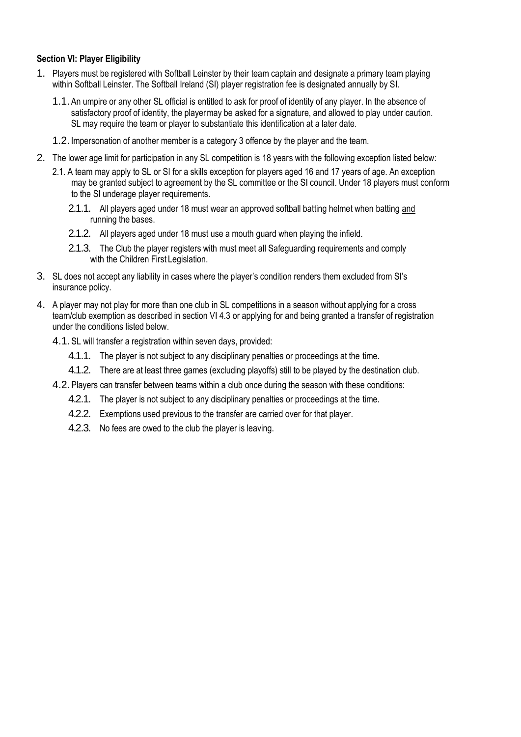**Section VI: Player Eligibility**

1. Players must be registered with Softball Leinster by their team captain and designate a primary team playing within Softball Leinster. The Softball Ireland (SI) player registration fee is designated annually by SI.
   1.1. An umpire or any other SL official is entitled to ask for proof of identity of any player. In the absence of satisfactory proof of identity, the player may be asked for a signature, and allowed to play under caution. SL may require the team or player to substantiate this identification at a later date.
   1.2. Impersonation of another member is a category 3 offence by the player and the team.
2. The lower age limit for participation in any SL competition is 18 years with the following exception listed below:
   2.1. A team may apply to SL or SI for a skills exception for players aged 16 and 17 years of age. An exception may be granted subject to agreement by the SL committee or the SI council. Under 18 players must conform to the SI underage player requirements.
      2.1.1. All players aged under 18 must wear an approved softball batting helmet when batting <u>and</u> running the bases.
      2.1.2. All players aged under 18 must use a mouth guard when playing the infield.
      2.1.3. The Club the player registers with must meet all Safeguarding requirements and comply with the Children First Legislation.
3. SL does not accept any liability in cases where the player's condition renders them excluded from SI's insurance policy.
4. A player may not play for more than one club in SL competitions in a season without applying for a cross team/club exemption as described in section VI 4.3 or applying for and being granted a transfer of registration under the conditions listed below.
   4.1. SL will transfer a registration within seven days, provided:
      4.1.1. The player is not subject to any disciplinary penalties or proceedings at the time.
      4.1.2. There are at least three games (excluding playoffs) still to be played by the destination club.
   4.2. Players can transfer between teams within a club once during the season with these conditions:
      4.2.1. The player is not subject to any disciplinary penalties or proceedings at the time.
      4.2.2. Exemptions used previous to the transfer are carried over for that player.
      4.2.3. No fees are owed to the club the player is leaving.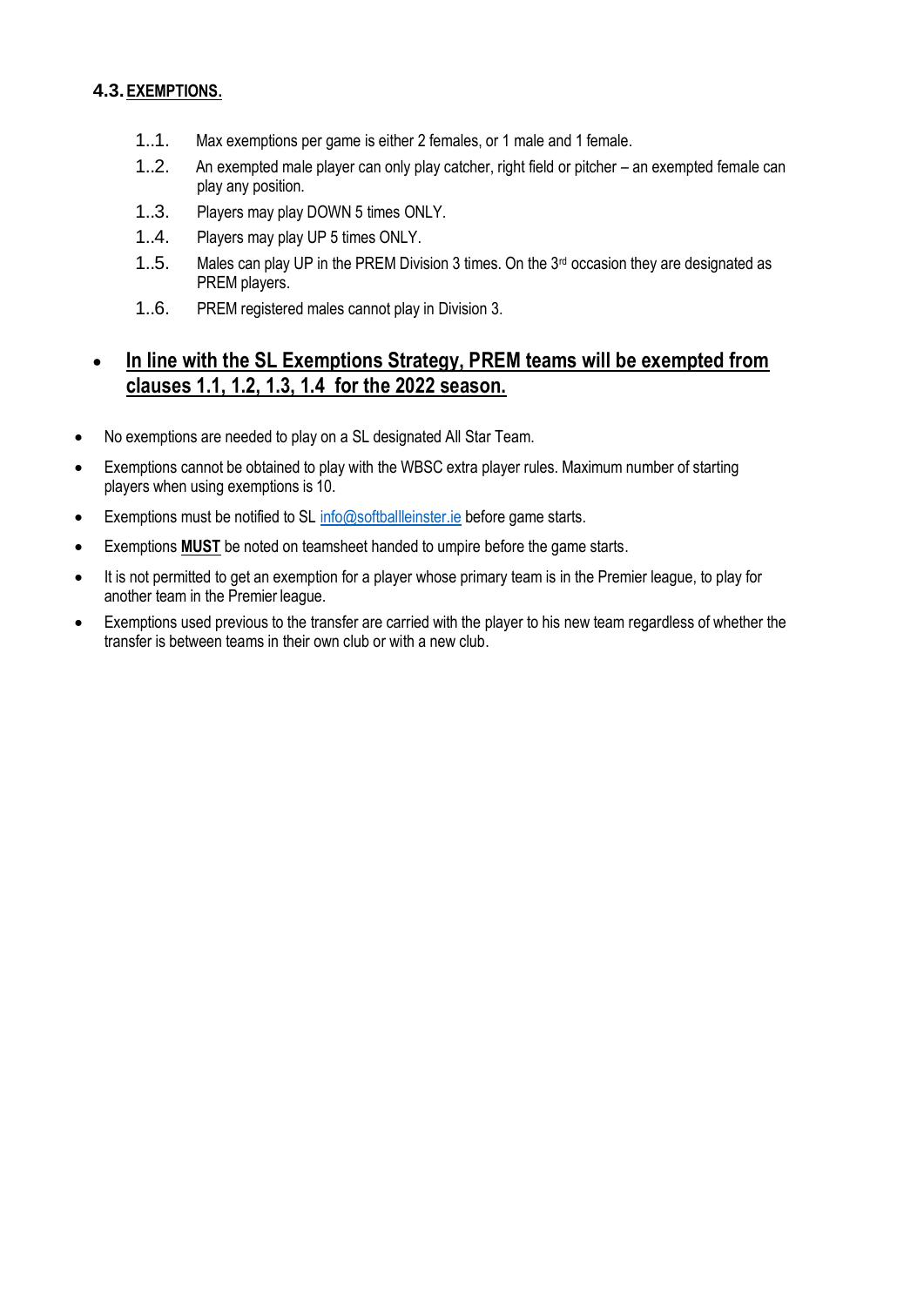### 4.3. EXEMPTIONS.

1..1. Max exemptions per game is either 2 females, or 1 male and 1 female.

1..2. An exempted male player can only play catcher, right field or pitcher – an exempted female can play any position.

1..3. Players may play DOWN 5 times ONLY.

1..4. Players may play UP 5 times ONLY.

1..5. Males can play UP in the PREM Division 3 times. On the 3rd occasion they are designated as PREM players.

1..6. PREM registered males cannot play in Division 3.

- **In line with the SL Exemptions Strategy, PREM teams will be exempted from clauses 1.1, 1.2, 1.3, 1.4 for the 2022 season.**

- No exemptions are needed to play on a SL designated All Star Team.
- Exemptions cannot be obtained to play with the WBSC extra player rules. Maximum number of starting players when using exemptions is 10.
- Exemptions must be notified to SL info@softballleinster.ie before game starts.
- Exemptions **MUST** be noted on teamsheet handed to umpire before the game starts.
- It is not permitted to get an exemption for a player whose primary team is in the Premier league, to play for another team in the Premier league.
- Exemptions used previous to the transfer are carried with the player to his new team regardless of whether the transfer is between teams in their own club or with a new club.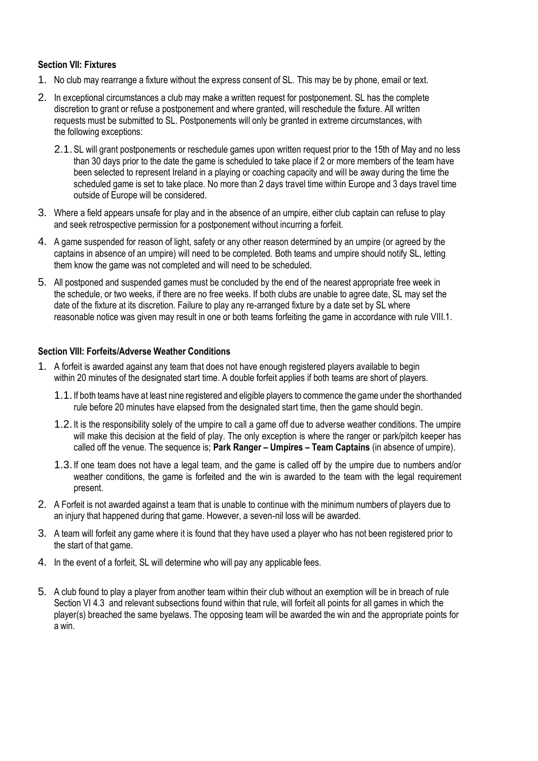**Section VII: Fixtures**

1. No club may rearrange a fixture without the express consent of SL. This may be by phone, email or text.
2. In exceptional circumstances a club may make a written request for postponement. SL has the complete discretion to grant or refuse a postponement and where granted, will reschedule the fixture. All written requests must be submitted to SL. Postponements will only be granted in extreme circumstances, with the following exceptions:
   2.1. SL will grant postponements or reschedule games upon written request prior to the 15th of May and no less than 30 days prior to the date the game is scheduled to take place if 2 or more members of the team have been selected to represent Ireland in a playing or coaching capacity and will be away during the time the scheduled game is set to take place. No more than 2 days travel time within Europe and 3 days travel time outside of Europe will be considered.
3. Where a field appears unsafe for play and in the absence of an umpire, either club captain can refuse to play and seek retrospective permission for a postponement without incurring a forfeit.
4. A game suspended for reason of light, safety or any other reason determined by an umpire (or agreed by the captains in absence of an umpire) will need to be completed. Both teams and umpire should notify SL, letting them know the game was not completed and will need to be scheduled.
5. All postponed and suspended games must be concluded by the end of the nearest appropriate free week in the schedule, or two weeks, if there are no free weeks. If both clubs are unable to agree date, SL may set the date of the fixture at its discretion. Failure to play any re-arranged fixture by a date set by SL where reasonable notice was given may result in one or both teams forfeiting the game in accordance with rule VIII.1.

**Section VIII: Forfeits/Adverse Weather Conditions**

1. A forfeit is awarded against any team that does not have enough registered players available to begin within 20 minutes of the designated start time. A double forfeit applies if both teams are short of players.
   1.1. If both teams have at least nine registered and eligible players to commence the game under the shorthanded rule before 20 minutes have elapsed from the designated start time, then the game should begin.
   1.2. It is the responsibility solely of the umpire to call a game off due to adverse weather conditions. The umpire will make this decision at the field of play. The only exception is where the ranger or park/pitch keeper has called off the venue. The sequence is; **Park Ranger – Umpires – Team Captains** (in absence of umpire).
   1.3. If one team does not have a legal team, and the game is called off by the umpire due to numbers and/or weather conditions, the game is forfeited and the win is awarded to the team with the legal requirement present.
2. A Forfeit is not awarded against a team that is unable to continue with the minimum numbers of players due to an injury that happened during that game. However, a seven-nil loss will be awarded.
3. A team will forfeit any game where it is found that they have used a player who has not been registered prior to the start of that game.
4. In the event of a forfeit, SL will determine who will pay any applicable fees.
5. A club found to play a player from another team within their club without an exemption will be in breach of rule Section VI 4.3 and relevant subsections found within that rule, will forfeit all points for all games in which the player(s) breached the same byelaws. The opposing team will be awarded the win and the appropriate points for a win.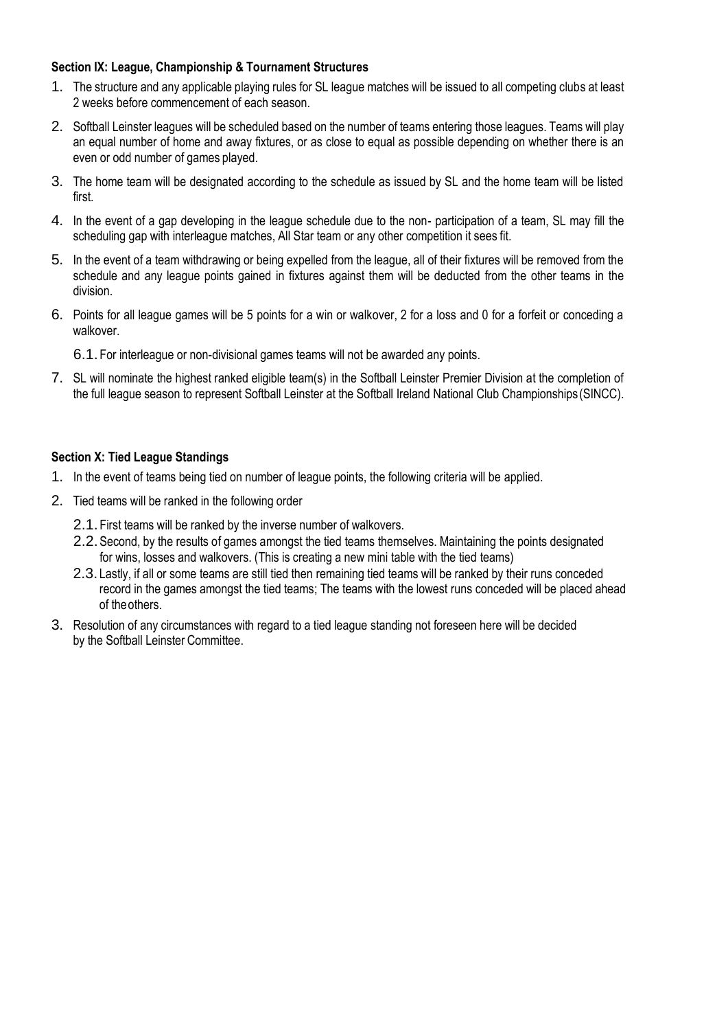**Section IX: League, Championship & Tournament Structures**

1. The structure and any applicable playing rules for SL league matches will be issued to all competing clubs at least 2 weeks before commencement of each season.
2. Softball Leinster leagues will be scheduled based on the number of teams entering those leagues. Teams will play an equal number of home and away fixtures, or as close to equal as possible depending on whether there is an even or odd number of games played.
3. The home team will be designated according to the schedule as issued by SL and the home team will be listed first.
4. In the event of a gap developing in the league schedule due to the non- participation of a team, SL may fill the scheduling gap with interleague matches, All Star team or any other competition it sees fit.
5. In the event of a team withdrawing or being expelled from the league, all of their fixtures will be removed from the schedule and any league points gained in fixtures against them will be deducted from the other teams in the division.
6. Points for all league games will be 5 points for a win or walkover, 2 for a loss and 0 for a forfeit or conceding a walkover.
   6.1. For interleague or non-divisional games teams will not be awarded any points.
7. SL will nominate the highest ranked eligible team(s) in the Softball Leinster Premier Division at the completion of the full league season to represent Softball Leinster at the Softball Ireland National Club Championships (SINCC).

**Section X: Tied League Standings**

1. In the event of teams being tied on number of league points, the following criteria will be applied.
2. Tied teams will be ranked in the following order
   2.1. First teams will be ranked by the inverse number of walkovers.
   2.2. Second, by the results of games amongst the tied teams themselves. Maintaining the points designated for wins, losses and walkovers. (This is creating a new mini table with the tied teams)
   2.3. Lastly, if all or some teams are still tied then remaining tied teams will be ranked by their runs conceded record in the games amongst the tied teams; The teams with the lowest runs conceded will be placed ahead of the others.
3. Resolution of any circumstances with regard to a tied league standing not foreseen here will be decided by the Softball Leinster Committee.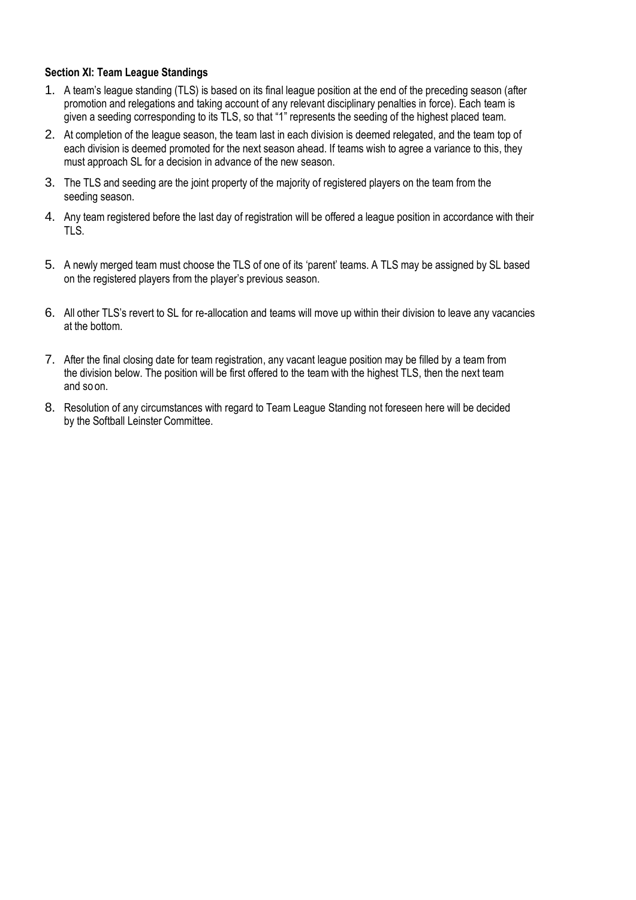**Section XI: Team League Standings**

1. A team's league standing (TLS) is based on its final league position at the end of the preceding season (after promotion and relegations and taking account of any relevant disciplinary penalties in force). Each team is given a seeding corresponding to its TLS, so that "1" represents the seeding of the highest placed team.
2. At completion of the league season, the team last in each division is deemed relegated, and the team top of each division is deemed promoted for the next season ahead. If teams wish to agree a variance to this, they must approach SL for a decision in advance of the new season.
3. The TLS and seeding are the joint property of the majority of registered players on the team from the seeding season.
4. Any team registered before the last day of registration will be offered a league position in accordance with their TLS.
5. A newly merged team must choose the TLS of one of its 'parent' teams. A TLS may be assigned by SL based on the registered players from the player's previous season.
6. All other TLS's revert to SL for re-allocation and teams will move up within their division to leave any vacancies at the bottom.
7. After the final closing date for team registration, any vacant league position may be filled by a team from the division below. The position will be first offered to the team with the highest TLS, then the next team and so on.
8. Resolution of any circumstances with regard to Team League Standing not foreseen here will be decided by the Softball Leinster Committee.